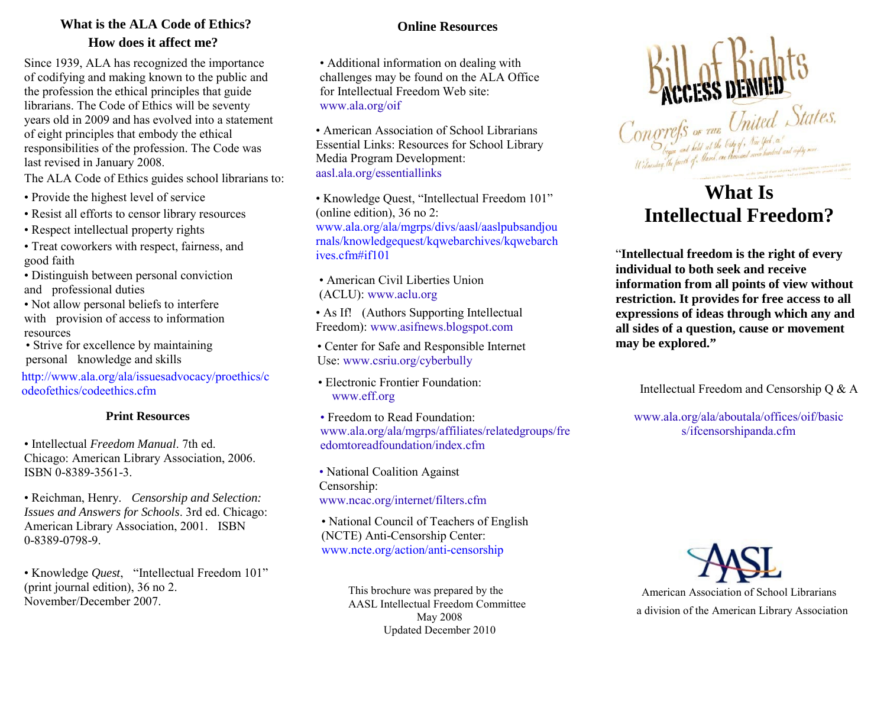## What is the ALA Code of Ethics? How does it affect me?

Since 1939, ALA has recognized the importance of codifying and making known to the public and the profession the ethical principles that guide librarians. The Code of Ethics will be seventy years old in 2009 and has evolved into a statement of eight principles that embody the ethical responsibilities of the profession. The Code was last revised in January 2008.

The ALA Code of Ethics guides school librarians to:

- Provide the highest level of service
- Resist all efforts to censor library resources
- Respect intellectual property rights
- Treat coworkers with respect, fairness, and good faith
- Distinguish between personal conviction and professional duties
- Not allow personal beliefs to interfere with provision of access to information resources
- Strive for excellence by maintaining personal knowledge and skills

http://www.ala.org/ala/issuesadvocacy/proethics/codeofethics/codeethics.cfm

### Print Resources

- Intellectual *Freedom Manual*. 7th ed. Chicago: American Library Association, 2006. ISBN 0-8389-3561-3.

- Reichman, Henry. *Censorship and Selection: Issues and Answers for Schools*. 3rd ed. Chicago: American Library Association, 2001. ISBN 0-8389-0798-9.

- Knowledge *Quest*, "Intellectual Freedom 101" (print journal edition), 36 no 2. November/December 2007.

### Online Resources

- Additional information on dealing with challenges may be found on the ALA Office for Intellectual Freedom Web site: www.ala.org/oif

- American Association of School Librarians Essential Links: Resources for School Library Media Program Development: aasl.ala.org/essentiallinks

- Knowledge Quest, "Intellectual Freedom 101" (online edition), 36 no 2: www.ala.org/ala/mgrps/divs/aasl/aaslpubsandjournals/knowledgequest/kqwebarchives/kqwebarchives.cfm#if101

- American Civil Liberties Union (ACLU): www.aclu.org
- As If! (Authors Supporting Intellectual Freedom): www.asifnews.blogspot.com
- Center for Safe and Responsible Internet Use: www.csriu.org/cyberbully
- Electronic Frontier Foundation: www.eff.org
- Freedom to Read Foundation: www.ala.org/ala/mgrps/affiliates/relatedgroups/freedomtoreadfoundation/index.cfm
- National Coalition Against Censorship: www.ncac.org/internet/filters.cfm
- National Council of Teachers of English (NCTE) Anti-Censorship Center: www.ncte.org/action/anti-censorship

This brochure was prepared by the AASL Intellectual Freedom Committee
May 2008
Updated December 2010

Bill of Rights — ACCESS DENIED
Congress of the United States, begun and held at the City of New York, on Wednesday the fourth of March, one thousand seven hundred and eighty nine

# What Is Intellectual Freedom?

"**Intellectual freedom is the right of every individual to both seek and receive information from all points of view without restriction. It provides for free access to all expressions of ideas through which any and all sides of a question, cause or movement may be explored.**"

Intellectual Freedom and Censorship Q & A

www.ala.org/ala/aboutala/offices/oif/basics/ifcensorshipanda.cfm

AASL

American Association of School Librarians
a division of the American Library Association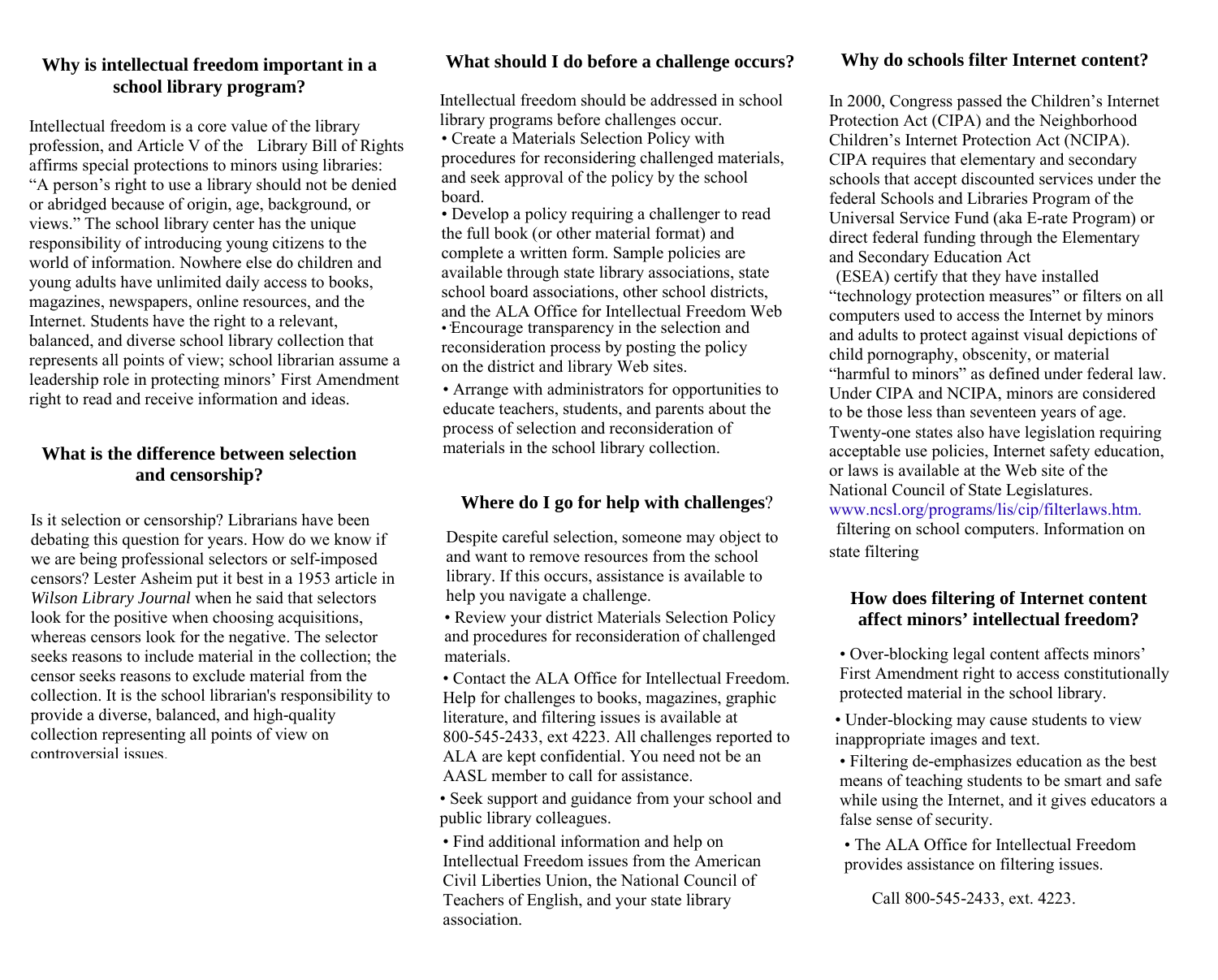## Why is intellectual freedom important in a school library program?

Intellectual freedom is a core value of the library profession, and Article V of the Library Bill of Rights affirms special protections to minors using libraries: "A person's right to use a library should not be denied or abridged because of origin, age, background, or views." The school library center has the unique responsibility of introducing young citizens to the world of information. Nowhere else do children and young adults have unlimited daily access to books, magazines, newspapers, online resources, and the Internet. Students have the right to a relevant, balanced, and diverse school library collection that represents all points of view; school librarian assume a leadership role in protecting minors' First Amendment right to read and receive information and ideas.

## What is the difference between selection and censorship?

Is it selection or censorship? Librarians have been debating this question for years. How do we know if we are being professional selectors or self-imposed censors? Lester Asheim put it best in a 1953 article in *Wilson Library Journal* when he said that selectors look for the positive when choosing acquisitions, whereas censors look for the negative. The selector seeks reasons to include material in the collection; the censor seeks reasons to exclude material from the collection. It is the school librarian's responsibility to provide a diverse, balanced, and high-quality collection representing all points of view on controversial issues.

## What should I do before a challenge occurs?

Intellectual freedom should be addressed in school library programs before challenges occur.

- Create a Materials Selection Policy with procedures for reconsidering challenged materials, and seek approval of the policy by the school board.
- Develop a policy requiring a challenger to read the full book (or other material format) and complete a written form. Sample policies are available through state library associations, state school board associations, other school districts, and the ALA Office for Intellectual Freedom Web
- Encourage transparency in the selection and reconsideration process by posting the policy on the district and library Web sites.
- Arrange with administrators for opportunities to educate teachers, students, and parents about the process of selection and reconsideration of materials in the school library collection.

## Where do I go for help with challenges?

Despite careful selection, someone may object to and want to remove resources from the school library. If this occurs, assistance is available to help you navigate a challenge.

- Review your district Materials Selection Policy and procedures for reconsideration of challenged materials.
- Contact the ALA Office for Intellectual Freedom. Help for challenges to books, magazines, graphic literature, and filtering issues is available at 800-545-2433, ext 4223. All challenges reported to ALA are kept confidential. You need not be an AASL member to call for assistance.
- Seek support and guidance from your school and public library colleagues.
- Find additional information and help on Intellectual Freedom issues from the American Civil Liberties Union, the National Council of Teachers of English, and your state library association.

## Why do schools filter Internet content?

In 2000, Congress passed the Children's Internet Protection Act (CIPA) and the Neighborhood Children's Internet Protection Act (NCIPA). CIPA requires that elementary and secondary schools that accept discounted services under the federal Schools and Libraries Program of the Universal Service Fund (aka E-rate Program) or direct federal funding through the Elementary and Secondary Education Act (ESEA) certify that they have installed "technology protection measures" or filters on all computers used to access the Internet by minors and adults to protect against visual depictions of child pornography, obscenity, or material "harmful to minors" as defined under federal law. Under CIPA and NCIPA, minors are considered to be those less than seventeen years of age. Twenty-one states also have legislation requiring acceptable use policies, Internet safety education, or laws is available at the Web site of the National Council of State Legislatures. www.ncsl.org/programs/lis/cip/filterlaws.htm. filtering on school computers. Information on state filtering

## How does filtering of Internet content affect minors' intellectual freedom?

- Over-blocking legal content affects minors' First Amendment right to access constitutionally protected material in the school library.
- Under-blocking may cause students to view inappropriate images and text.
- Filtering de-emphasizes education as the best means of teaching students to be smart and safe while using the Internet, and it gives educators a false sense of security.
- The ALA Office for Intellectual Freedom provides assistance on filtering issues.

Call 800-545-2433, ext. 4223.